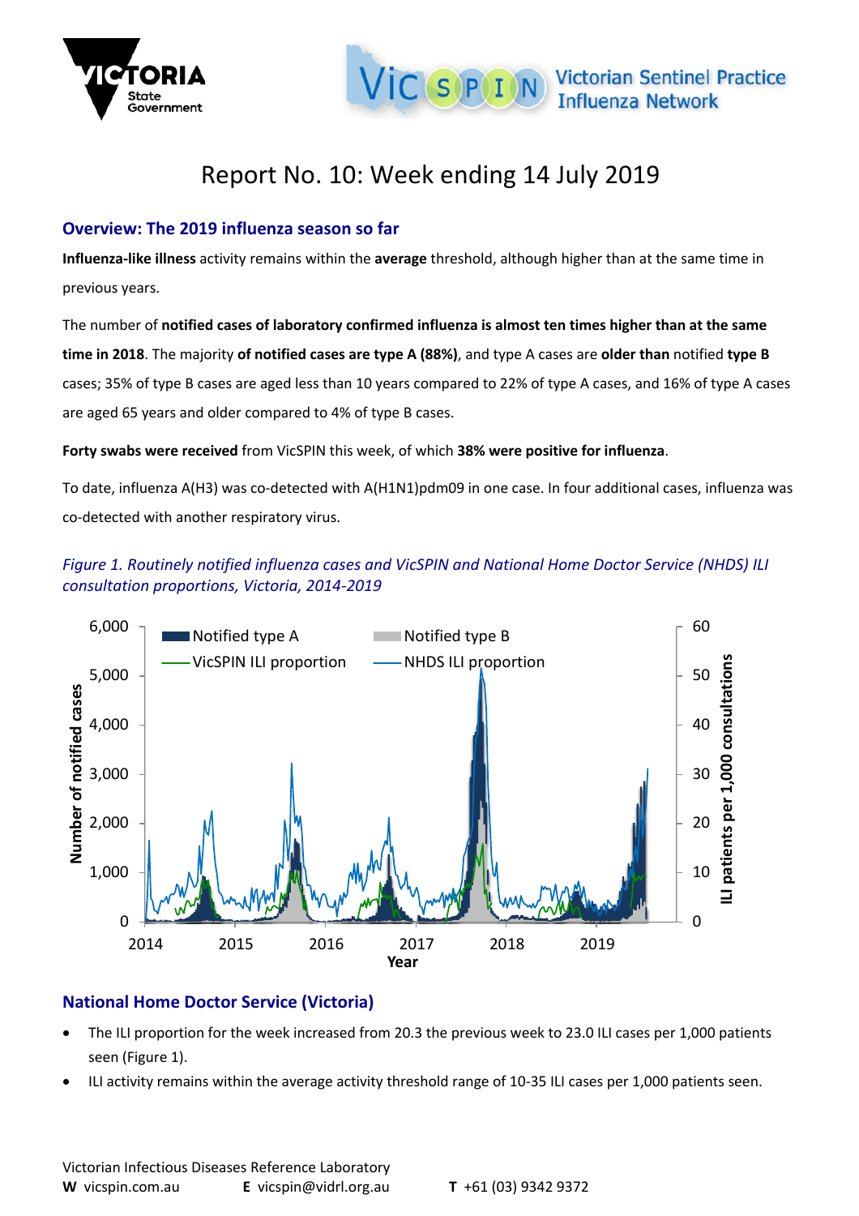# Report No. 10: Week ending 14 July 2019

## Overview: The 2019 influenza season so far

**Influenza-like illness** activity remains within the **average** threshold, although higher than at the same time in previous years.

The number of **notified cases of laboratory confirmed influenza is almost ten times higher than at the same time in 2018**. The majority **of notified cases are type A (88%)**, and type A cases are **older than** notified **type B** cases; 35% of type B cases are aged less than 10 years compared to 22% of type A cases, and 16% of type A cases are aged 65 years and older compared to 4% of type B cases.

**Forty swabs were received** from VicSPIN this week, of which **38% were positive for influenza**.

To date, influenza A(H3) was co-detected with A(H1N1)pdm09 in one case. In four additional cases, influenza was co-detected with another respiratory virus.

*Figure 1. Routinely notified influenza cases and VicSPIN and National Home Doctor Service (NHDS) ILI consultation proportions, Victoria, 2014-2019*

Notified type A
Notified type B
VicSPIN ILI proportion
NHDS ILI proportion
Number of notified cases
0
1,000
2,000
3,000
4,000
5,000
6,000
ILI patients per 1,000 consultations
0
10
20
30
40
50
60
Year
2014
2015
2016
2017
2018
2019

## National Home Doctor Service (Victoria)

- The ILI proportion for the week increased from 20.3 the previous week to 23.0 ILI cases per 1,000 patients seen (Figure 1).
- ILI activity remains within the average activity threshold range of 10-35 ILI cases per 1,000 patients seen.

Victorian Infectious Diseases Reference Laboratory
**W** vicspin.com.au **E** vicspin@vidrl.org.au **T** +61 (03) 9342 9372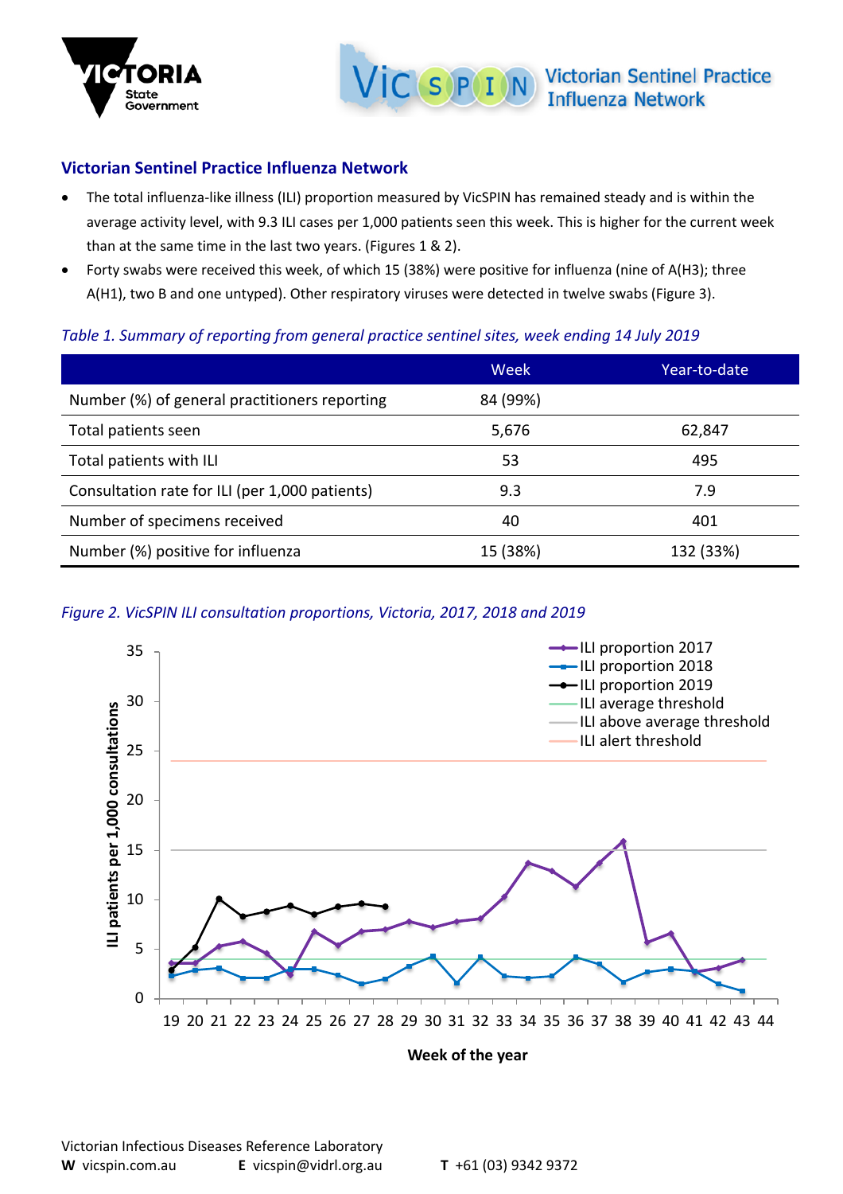## Victorian Sentinel Practice Influenza Network

- The total influenza-like illness (ILI) proportion measured by VicSPIN has remained steady and is within the average activity level, with 9.3 ILI cases per 1,000 patients seen this week. This is higher for the current week than at the same time in the last two years. (Figures 1 & 2).
- Forty swabs were received this week, of which 15 (38%) were positive for influenza (nine of A(H3); three A(H1), two B and one untyped). Other respiratory viruses were detected in twelve swabs (Figure 3).

*Table 1. Summary of reporting from general practice sentinel sites, week ending 14 July 2019*

| | Week | Year-to-date |
|---|---|---|
| Number (%) of general practitioners reporting | 84 (99%) | |
| Total patients seen | 5,676 | 62,847 |
| Total patients with ILI | 53 | 495 |
| Consultation rate for ILI (per 1,000 patients) | 9.3 | 7.9 |
| Number of specimens received | 40 | 401 |
| Number (%) positive for influenza | 15 (38%) | 132 (33%) |

*Figure 2. VicSPIN ILI consultation proportions, Victoria, 2017, 2018 and 2019*

ILI proportion 2017
ILI proportion 2018
ILI proportion 2019
ILI average threshold
ILI above average threshold
ILI alert threshold

ILI patients per 1,000 consultations

0 5 10 15 20 25 30 35

19 20 21 22 23 24 25 26 27 28 29 30 31 32 33 34 35 36 37 38 39 40 41 42 43 44

Week of the year

Victorian Infectious Diseases Reference Laboratory
**W** vicspin.com.au **E** vicspin@vidrl.org.au **T** +61 (03) 9342 9372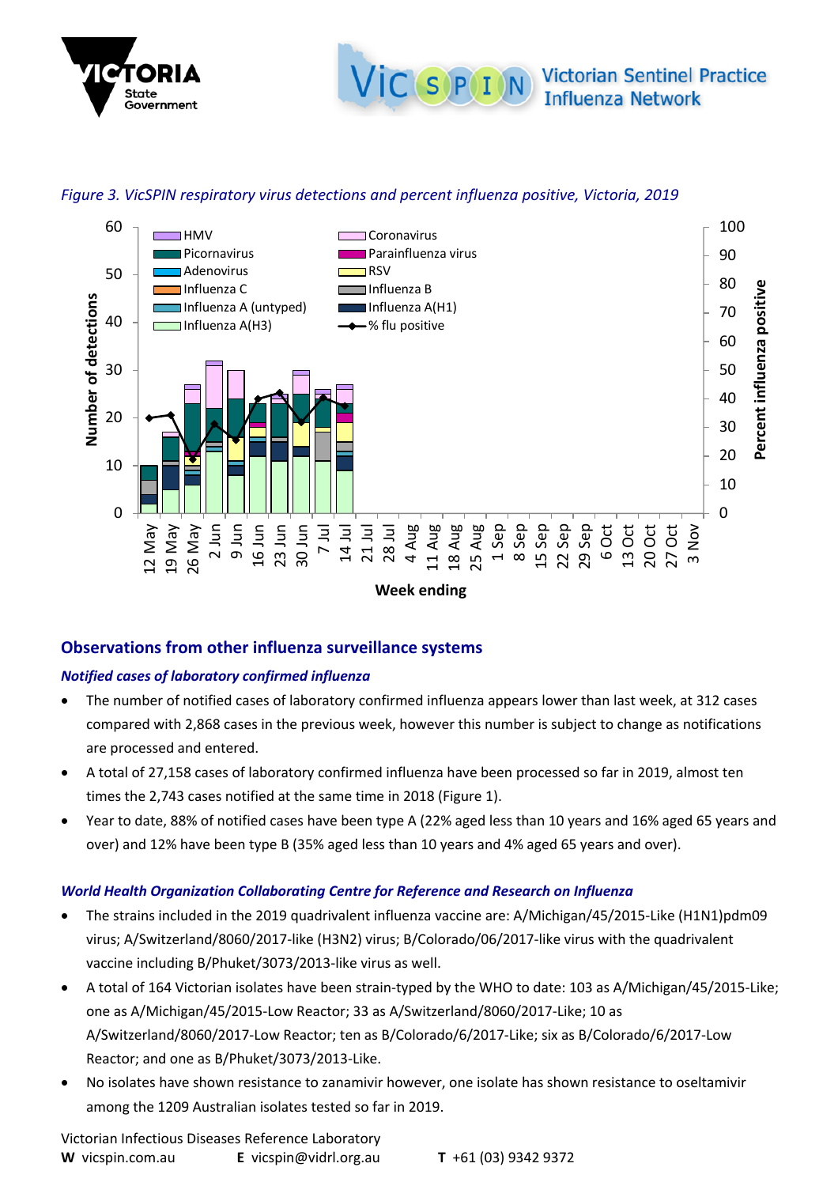*Figure 3. VicSPIN respiratory virus detections and percent influenza positive, Victoria, 2019*

Number of detections
60
50
40
30
20
10
0

Percent influenza positive
100
90
80
70
60
50
40
30
20
10
0

HMV
Coronavirus
Picornavirus
Parainfluenza virus
Adenovirus
RSV
Influenza C
Influenza B
Influenza A (untyped)
Influenza A(H1)
Influenza A(H3)
% flu positive

12 May
19 May
26 May
2 Jun
9 Jun
16 Jun
23 Jun
30 Jun
7 Jul
14 Jul
21 Jul
28 Jul
4 Aug
11 Aug
18 Aug
25 Aug
1 Sep
8 Sep
15 Sep
22 Sep
29 Sep
6 Oct
13 Oct
20 Oct
27 Oct
3 Nov

Week ending

## Observations from other influenza surveillance systems

### *Notified cases of laboratory confirmed influenza*

- The number of notified cases of laboratory confirmed influenza appears lower than last week, at 312 cases compared with 2,868 cases in the previous week, however this number is subject to change as notifications are processed and entered.
- A total of 27,158 cases of laboratory confirmed influenza have been processed so far in 2019, almost ten times the 2,743 cases notified at the same time in 2018 (Figure 1).
- Year to date, 88% of notified cases have been type A (22% aged less than 10 years and 16% aged 65 years and over) and 12% have been type B (35% aged less than 10 years and 4% aged 65 years and over).

### *World Health Organization Collaborating Centre for Reference and Research on Influenza*

- The strains included in the 2019 quadrivalent influenza vaccine are: A/Michigan/45/2015-Like (H1N1)pdm09 virus; A/Switzerland/8060/2017-like (H3N2) virus; B/Colorado/06/2017-like virus with the quadrivalent vaccine including B/Phuket/3073/2013-like virus as well.
- A total of 164 Victorian isolates have been strain-typed by the WHO to date: 103 as A/Michigan/45/2015-Like; one as A/Michigan/45/2015-Low Reactor; 33 as A/Switzerland/8060/2017-Like; 10 as A/Switzerland/8060/2017-Low Reactor; ten as B/Colorado/6/2017-Like; six as B/Colorado/6/2017-Low Reactor; and one as B/Phuket/3073/2013-Like.
- No isolates have shown resistance to zanamivir however, one isolate has shown resistance to oseltamivir among the 1209 Australian isolates tested so far in 2019.